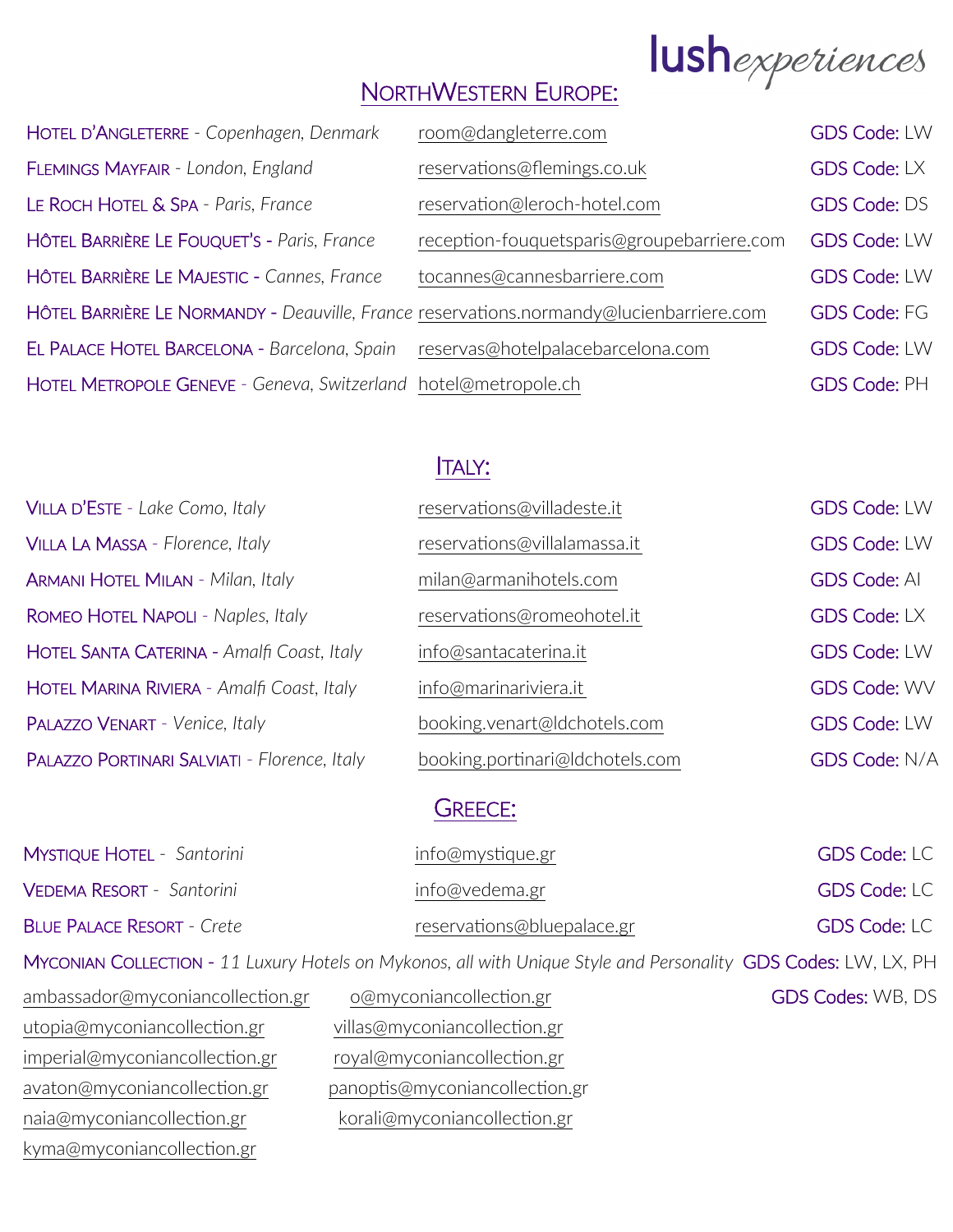lush*experiences*

## NorthWestern Europe:

| Hotel | Email | GDS Code |
|---|---|---|
| Hotel d'Angleterre - *Copenhagen, Denmark* | room@dangleterre.com | GDS Code: LW |
| Flemings Mayfair - *London, England* | reservations@flemings.co.uk | GDS Code: LX |
| Le Roch Hotel & Spa - *Paris, France* | reservation@leroch-hotel.com | GDS Code: DS |
| Hôtel Barrière Le Fouquet's - *Paris, France* | reception-fouquetsparis@groupebarriere.com | GDS Code: LW |
| Hôtel Barrière Le Majestic - *Cannes, France* | tocannes@cannesbarriere.com | GDS Code: LW |
| Hôtel Barrière Le Normandy - *Deauville, France* | reservations.normandy@lucienbarriere.com | GDS Code: FG |
| El Palace Hotel Barcelona - *Barcelona, Spain* | reservas@hotelpalacebarcelona.com | GDS Code: LW |
| Hotel Metropole Geneve - *Geneva, Switzerland* | hotel@metropole.ch | GDS Code: PH |

## Italy:

| Hotel | Email | GDS Code |
|---|---|---|
| Villa d'Este - *Lake Como, Italy* | reservations@villadeste.it | GDS Code: LW |
| Villa La Massa - *Florence, Italy* | reservations@villalamassa.it | GDS Code: LW |
| Armani Hotel Milan - *Milan, Italy* | milan@armanihotels.com | GDS Code: AI |
| Romeo Hotel Napoli - *Naples, Italy* | reservations@romeohotel.it | GDS Code: LX |
| Hotel Santa Caterina - *Amalfi Coast, Italy* | info@santacaterina.it | GDS Code: LW |
| Hotel Marina Riviera - *Amalfi Coast, Italy* | info@marinariviera.it | GDS Code: WV |
| Palazzo Venart - *Venice, Italy* | booking.venart@ldchotels.com | GDS Code: LW |
| Palazzo Portinari Salviati - *Florence, Italy* | booking.portinari@ldchotels.com | GDS Code: N/A |

## Greece:

| Hotel | Email | GDS Code |
|---|---|---|
| Mystique Hotel - *Santorini* | info@mystique.gr | GDS Code: LC |
| Vedema Resort - *Santorini* | info@vedema.gr | GDS Code: LC |
| Blue Palace Resort - *Crete* | reservations@bluepalace.gr | GDS Code: LC |

Myconian Collection - *11 Luxury Hotels on Mykonos, all with Unique Style and Personality* GDS Codes: LW, LX, PH

GDS Codes: WB, DS

- ambassador@myconiancollection.gr
- o@myconiancollection.gr
- utopia@myconiancollection.gr
- villas@myconiancollection.gr
- imperial@myconiancollection.gr
- royal@myconiancollection.gr
- avaton@myconiancollection.gr
- panoptis@myconiancollection.gr
- naia@myconiancollection.gr
- korali@myconiancollection.gr
- kyma@myconiancollection.gr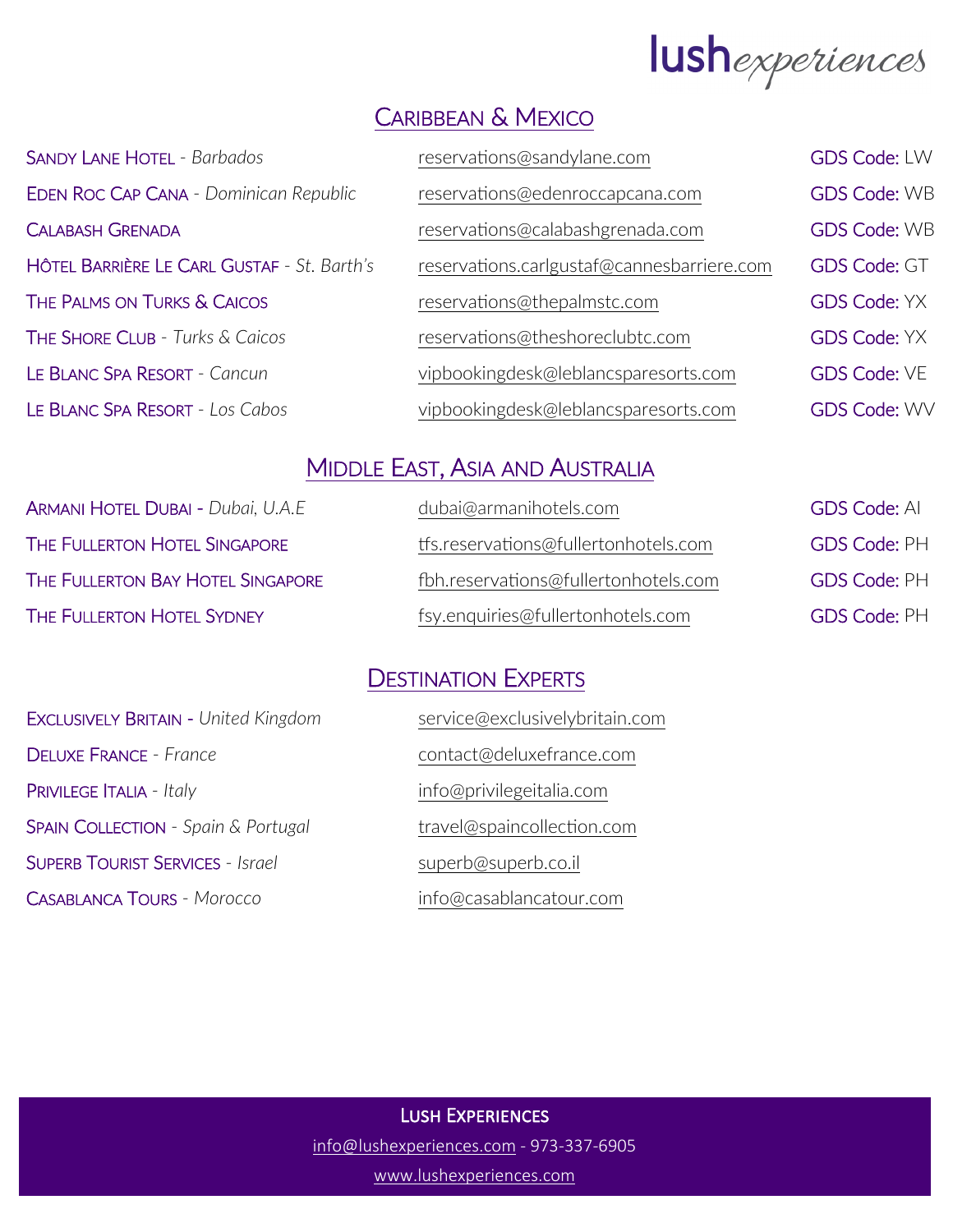lush*experiences*

## Caribbean & Mexico

| | | |
|---|---|---|
| Sandy Lane Hotel - *Barbados* | reservations@sandylane.com | GDS Code: LW |
| Eden Roc Cap Cana - *Dominican Republic* | reservations@edenroccapcana.com | GDS Code: WB |
| Calabash Grenada | reservations@calabashgrenada.com | GDS Code: WB |
| Hôtel Barrière Le Carl Gustaf - *St. Barth's* | reservations.carlgustaf@cannesbarriere.com | GDS Code: GT |
| The Palms on Turks & Caicos | reservations@thepalmstc.com | GDS Code: YX |
| The Shore Club - *Turks & Caicos* | reservations@theshoreclubtc.com | GDS Code: YX |
| Le Blanc Spa Resort - *Cancun* | vipbookingdesk@leblancsparesorts.com | GDS Code: VE |
| Le Blanc Spa Resort - *Los Cabos* | vipbookingdesk@leblancsparesorts.com | GDS Code: WV |

## Middle East, Asia and Australia

| | | |
|---|---|---|
| Armani Hotel Dubai - *Dubai, U.A.E* | dubai@armanihotels.com | GDS Code: AI |
| The Fullerton Hotel Singapore | tfs.reservations@fullertonhotels.com | GDS Code: PH |
| The Fullerton Bay Hotel Singapore | fbh.reservations@fullertonhotels.com | GDS Code: PH |
| The Fullerton Hotel Sydney | fsy.enquiries@fullertonhotels.com | GDS Code: PH |

## Destination Experts

| | |
|---|---|
| Exclusively Britain - *United Kingdom* | service@exclusivelybritain.com |
| Deluxe France - *France* | contact@deluxefrance.com |
| Privilege Italia - *Italy* | info@privilegeitalia.com |
| Spain Collection - *Spain & Portugal* | travel@spaincollection.com |
| Superb Tourist Services - *Israel* | superb@superb.co.il |
| Casablanca Tours - *Morocco* | info@casablancatour.com |

**Lush Experiences**

info@lushexperiences.com - 973-337-6905

www.lushexperiences.com